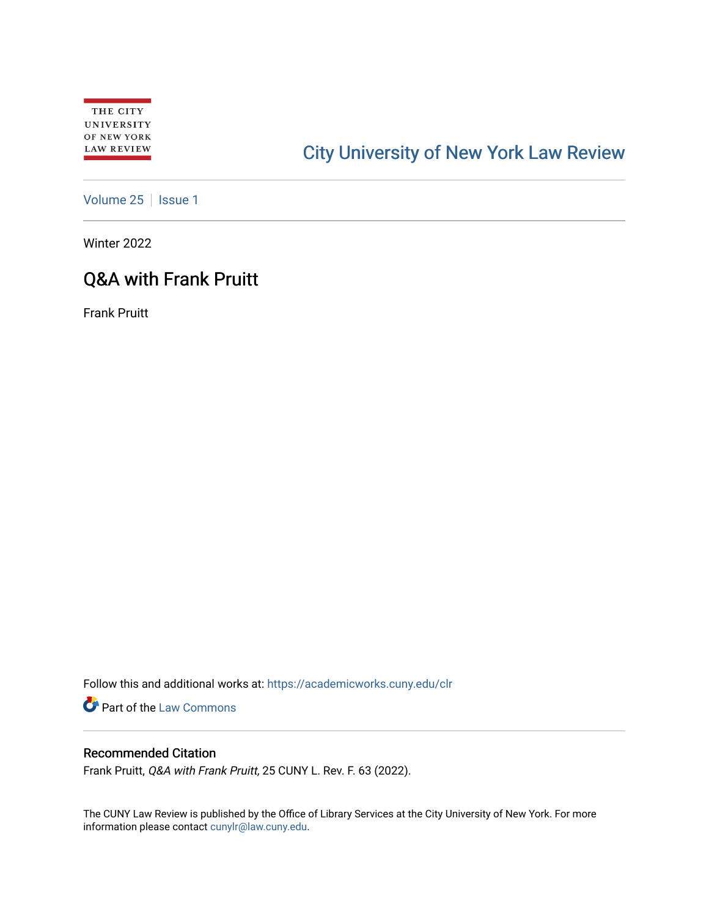THE CITY UNIVERSITY OF NEW YORK LAW REVIEW

City University of New York Law Review

Volume 25 | Issue 1

Winter 2022

# Q&A with Frank Pruitt

Frank Pruitt

Follow this and additional works at: https://academicworks.cuny.edu/clr

Part of the Law Commons

## Recommended Citation

Frank Pruitt, *Q&A with Frank Pruitt,* 25 CUNY L. Rev. F. 63 (2022).

The CUNY Law Review is published by the Office of Library Services at the City University of New York. For more information please contact cunylr@law.cuny.edu.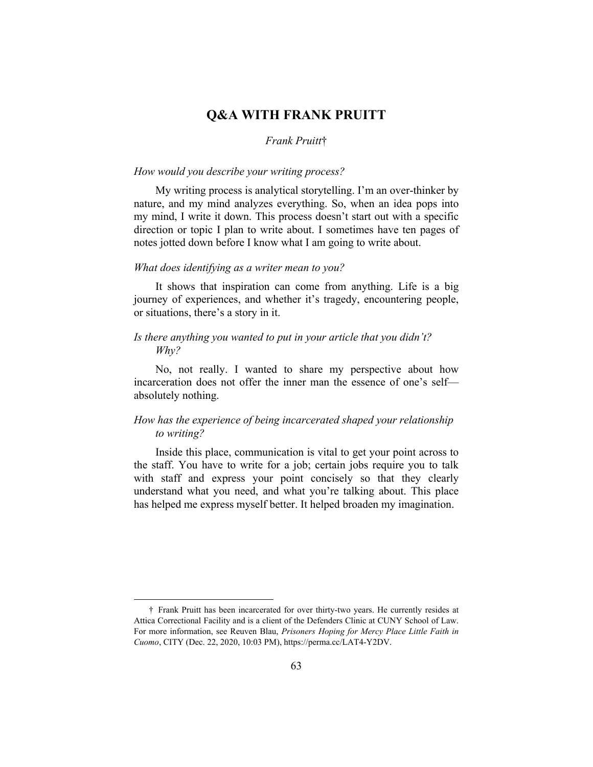# Q&A WITH FRANK PRUITT

*Frank Pruitt*†

*How would you describe your writing process?*

My writing process is analytical storytelling. I'm an over-thinker by nature, and my mind analyzes everything. So, when an idea pops into my mind, I write it down. This process doesn't start out with a specific direction or topic I plan to write about. I sometimes have ten pages of notes jotted down before I know what I am going to write about.

*What does identifying as a writer mean to you?*

It shows that inspiration can come from anything. Life is a big journey of experiences, and whether it's tragedy, encountering people, or situations, there's a story in it.

*Is there anything you wanted to put in your article that you didn't? Why?*

No, not really. I wanted to share my perspective about how incarceration does not offer the inner man the essence of one's self—absolutely nothing.

*How has the experience of being incarcerated shaped your relationship to writing?*

Inside this place, communication is vital to get your point across to the staff. You have to write for a job; certain jobs require you to talk with staff and express your point concisely so that they clearly understand what you need, and what you're talking about. This place has helped me express myself better. It helped broaden my imagination.

---

† Frank Pruitt has been incarcerated for over thirty-two years. He currently resides at Attica Correctional Facility and is a client of the Defenders Clinic at CUNY School of Law. For more information, see Reuven Blau, *Prisoners Hoping for Mercy Place Little Faith in Cuomo*, CITY (Dec. 22, 2020, 10:03 PM), https://perma.cc/LAT4-Y2DV.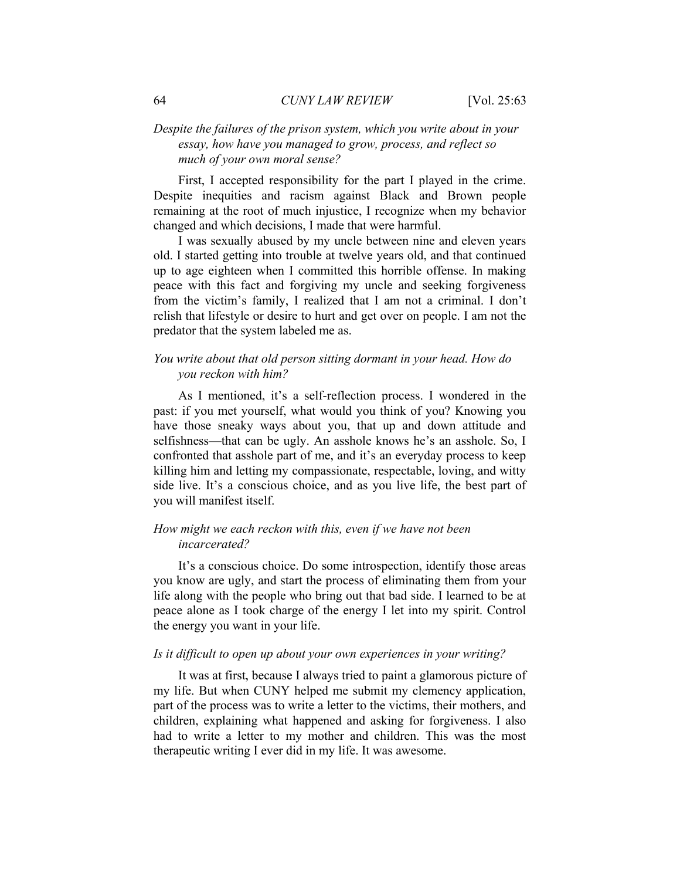*Despite the failures of the prison system, which you write about in your essay, how have you managed to grow, process, and reflect so much of your own moral sense?*

First, I accepted responsibility for the part I played in the crime. Despite inequities and racism against Black and Brown people remaining at the root of much injustice, I recognize when my behavior changed and which decisions, I made that were harmful.

I was sexually abused by my uncle between nine and eleven years old. I started getting into trouble at twelve years old, and that continued up to age eighteen when I committed this horrible offense. In making peace with this fact and forgiving my uncle and seeking forgiveness from the victim's family, I realized that I am not a criminal. I don't relish that lifestyle or desire to hurt and get over on people. I am not the predator that the system labeled me as.

*You write about that old person sitting dormant in your head. How do you reckon with him?*

As I mentioned, it's a self-reflection process. I wondered in the past: if you met yourself, what would you think of you? Knowing you have those sneaky ways about you, that up and down attitude and selfishness—that can be ugly. An asshole knows he's an asshole. So, I confronted that asshole part of me, and it's an everyday process to keep killing him and letting my compassionate, respectable, loving, and witty side live. It's a conscious choice, and as you live life, the best part of you will manifest itself.

*How might we each reckon with this, even if we have not been incarcerated?*

It's a conscious choice. Do some introspection, identify those areas you know are ugly, and start the process of eliminating them from your life along with the people who bring out that bad side. I learned to be at peace alone as I took charge of the energy I let into my spirit. Control the energy you want in your life.

*Is it difficult to open up about your own experiences in your writing?*

It was at first, because I always tried to paint a glamorous picture of my life. But when CUNY helped me submit my clemency application, part of the process was to write a letter to the victims, their mothers, and children, explaining what happened and asking for forgiveness. I also had to write a letter to my mother and children. This was the most therapeutic writing I ever did in my life. It was awesome.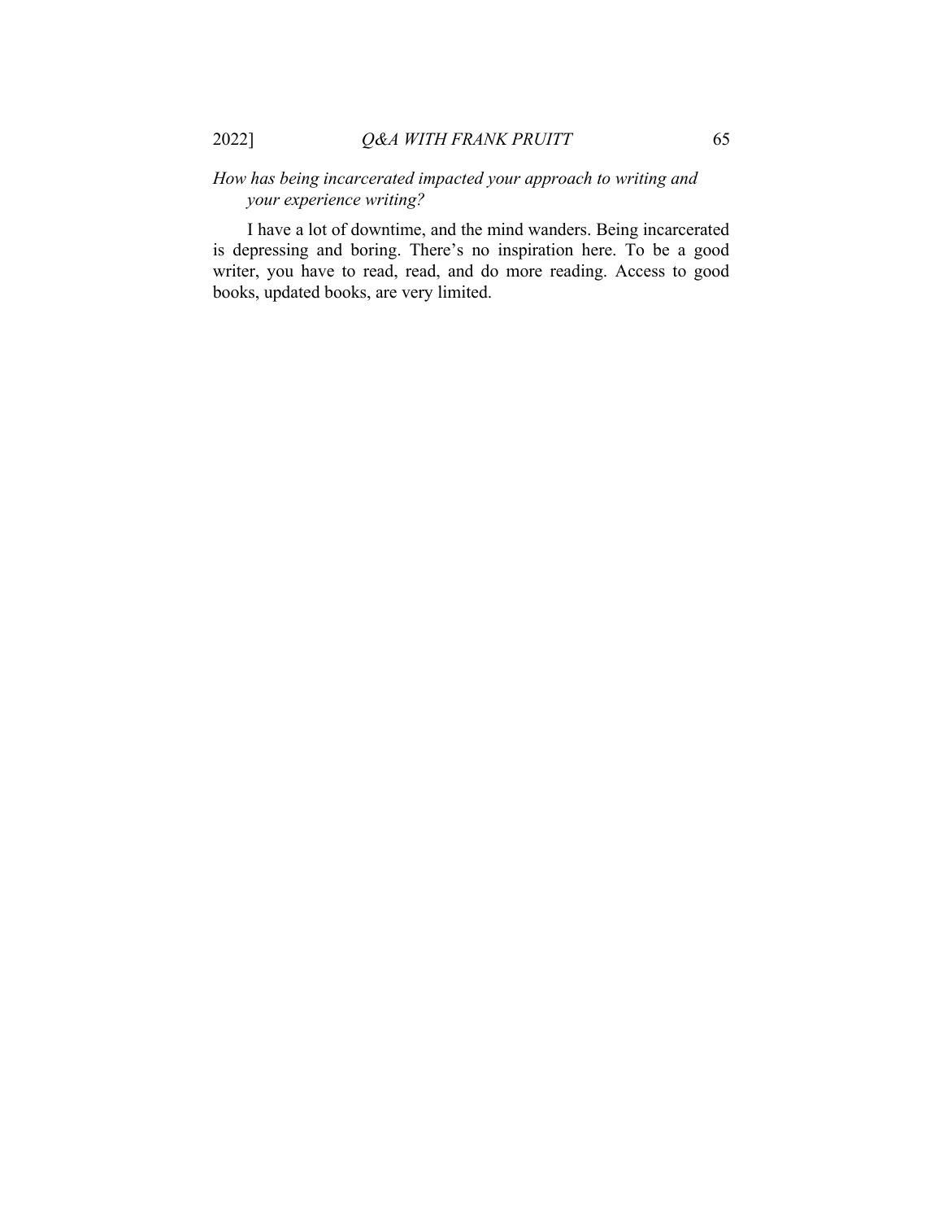*How has being incarcerated impacted your approach to writing and your experience writing?*

I have a lot of downtime, and the mind wanders. Being incarcerated is depressing and boring. There's no inspiration here. To be a good writer, you have to read, read, and do more reading. Access to good books, updated books, are very limited.